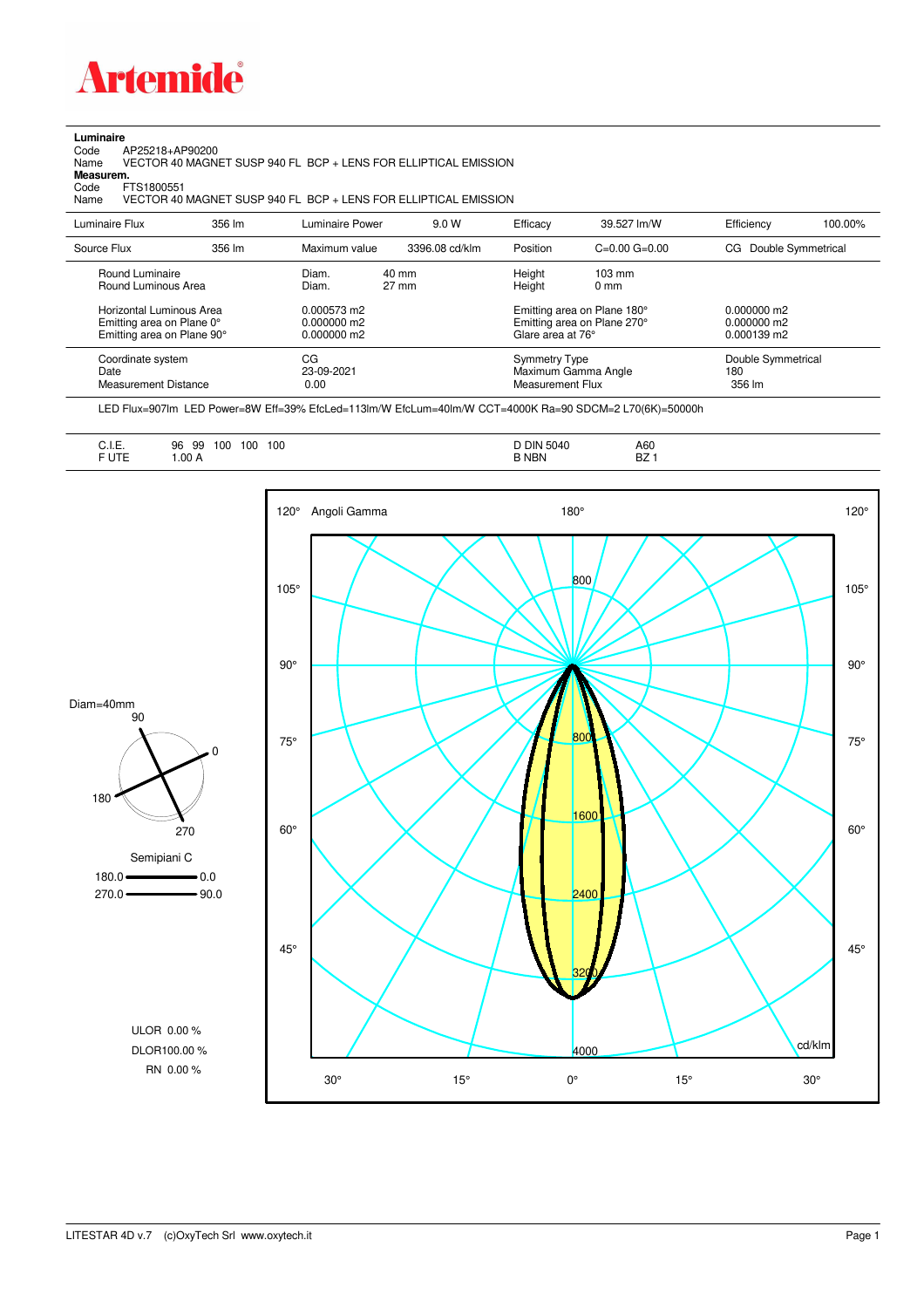# Artemide

**Luminaire**
Code AP25218+AP90200
Name VECTOR 40 MAGNET SUSP 940 FL BCP + LENS FOR ELLIPTICAL EMISSION
**Measurem.**
Code FTS1800551
Name VECTOR 40 MAGNET SUSP 940 FL BCP + LENS FOR ELLIPTICAL EMISSION

| Luminaire Flux | 356 lm | Luminaire Power | 9.0 W | Efficacy | 39.527 lm/W | Efficiency | 100.00% |
|---|---|---|---|---|---|---|---|
| Source Flux | 356 lm | Maximum value | 3396.08 cd/klm | Position | C=0.00 G=0.00 | CG Double Symmetrical | |

| | | | | |
|---|---|---|---|---|
| Round Luminaire | Diam. 40 mm | Height 103 mm | | |
| Round Luminous Area | Diam. 27 mm | Height 0 mm | | |
| Horizontal Luminous Area | 0.000573 m2 | Emitting area on Plane 180° | 0.000000 m2 | |
| Emitting area on Plane 0° | 0.000000 m2 | Emitting area on Plane 270° | 0.000000 m2 | |
| Emitting area on Plane 90° | 0.000000 m2 | Glare area at 76° | 0.000139 m2 | |

| | | | |
|---|---|---|---|
| Coordinate system | CG | Symmetry Type | Double Symmetrical |
| Date | 23-09-2021 | Maximum Gamma Angle | 180 |
| Measurement Distance | 0.00 | Measurement Flux | 356 lm |

LED Flux=907lm LED Power=8W Eff=39% EfcLed=113lm/W EfcLum=40lm/W CCT=4000K Ra=90 SDCM=2 L70(6K)=50000h

| | | | |
|---|---|---|---|
| C.I.E. | 96 99 100 100 100 | D DIN 5040 | A60 |
| F UTE | 1.00 A | B NBN | BZ 1 |

Diam=40mm

Semipiani C
180.0 — 0.0
270.0 — 90.0

ULOR 0.00 %
DLOR100.00 %
RN 0.00 %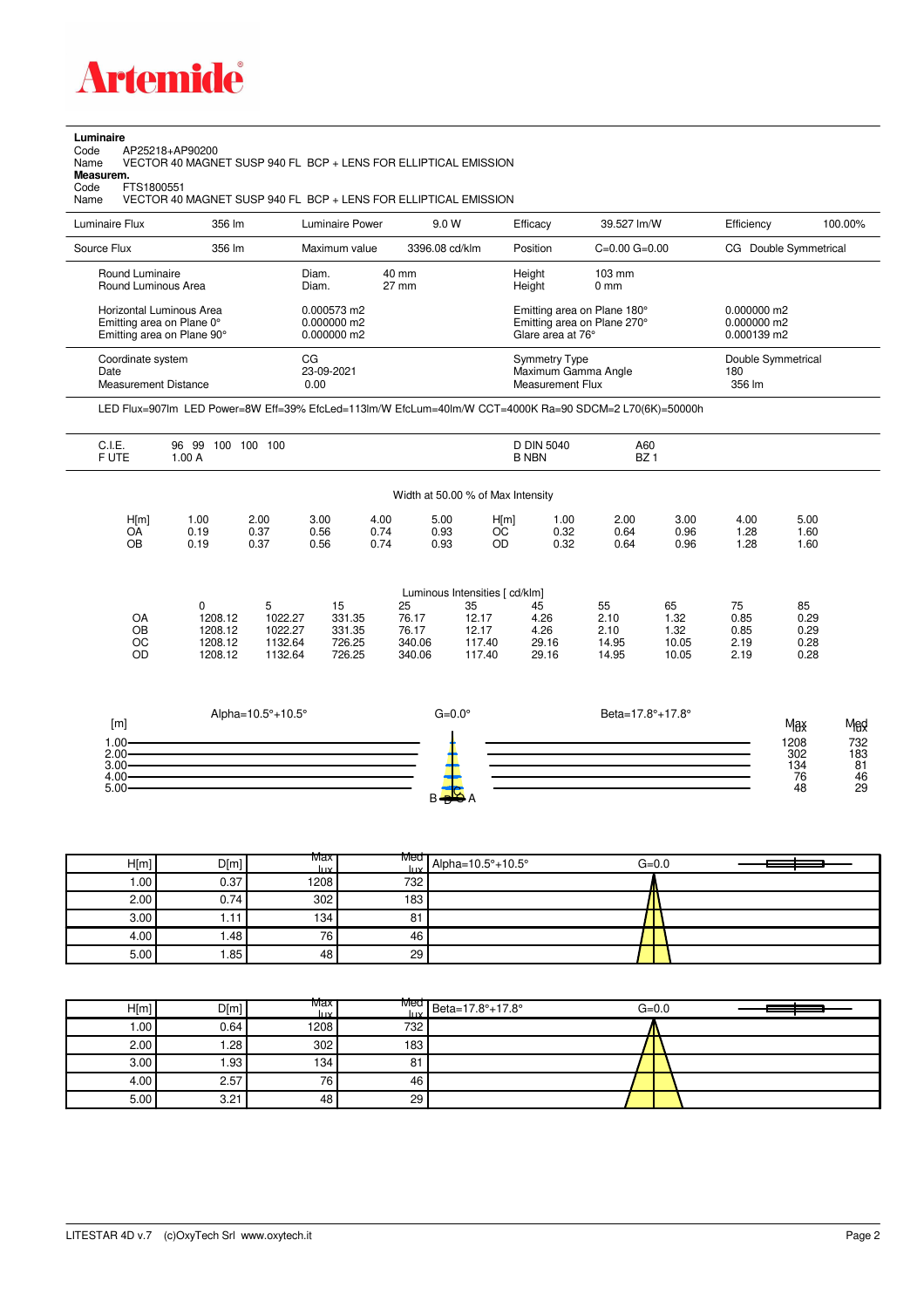Artemide

**Luminaire**
Code AP25218+AP90200
Name VECTOR 40 MAGNET SUSP 940 FL BCP + LENS FOR ELLIPTICAL EMISSION
**Measurem.**
Code FTS1800551
Name VECTOR 40 MAGNET SUSP 940 FL BCP + LENS FOR ELLIPTICAL EMISSION

| | | | | | | | |
|---|---|---|---|---|---|---|---|
| Luminaire Flux | 356 lm | Luminaire Power | 9.0 W | Efficacy | 39.527 lm/W | Efficiency | 100.00% |
| Source Flux | 356 lm | Maximum value | 3396.08 cd/klm | Position | C=0.00 G=0.00 | CG | Double Symmetrical |

| | | | | | | |
|---|---|---|---|---|---|---|
| Round Luminaire | Diam. | 40 mm | Height | 103 mm | | |
| Round Luminous Area | Diam. | 27 mm | Height | 0 mm | | |
| Horizontal Luminous Area | 0.000573 m2 | | Emitting area on Plane 180° | | 0.000000 m2 | |
| Emitting area on Plane 0° | 0.000000 m2 | | Emitting area on Plane 270° | | 0.000000 m2 | |
| Emitting area on Plane 90° | 0.000000 m2 | | Glare area at 76° | | 0.000139 m2 | |
| Coordinate system | CG | | Symmetry Type | | Double Symmetrical | |
| Date | 23-09-2021 | | Maximum Gamma Angle | | 180 | |
| Measurement Distance | 0.00 | | Measurement Flux | | 356 lm | |

LED Flux=907lm LED Power=8W Eff=39% EfcLed=113lm/W EfcLum=40lm/W CCT=4000K Ra=90 SDCM=2 L70(6K)=50000h

| | | | |
|---|---|---|---|
| C.I.E. | 96 99 100 100 100 | D DIN 5040 | A60 |
| F UTE | 1.00 A | B NBN | BZ 1 |

Width at 50.00 % of Max Intensity

| H[m] | 1.00 | 2.00 | 3.00 | 4.00 | 5.00 | H[m] | 1.00 | 2.00 | 3.00 | 4.00 | 5.00 |
|---|---|---|---|---|---|---|---|---|---|---|---|
| OA | 0.19 | 0.37 | 0.56 | 0.74 | 0.93 | OC | 0.32 | 0.64 | 0.96 | 1.28 | 1.60 |
| OB | 0.19 | 0.37 | 0.56 | 0.74 | 0.93 | OD | 0.32 | 0.64 | 0.96 | 1.28 | 1.60 |

Luminous Intensities [ cd/klm]

| | 0 | 5 | 15 | 25 | 35 | 45 | 55 | 65 | 75 | 85 |
|---|---|---|---|---|---|---|---|---|---|---|
| OA | 1208.12 | 1022.27 | 331.35 | 76.17 | 12.17 | 4.26 | 2.10 | 1.32 | 0.85 | 0.29 |
| OB | 1208.12 | 1022.27 | 331.35 | 76.17 | 12.17 | 4.26 | 2.10 | 1.32 | 0.85 | 0.29 |
| OC | 1208.12 | 1132.64 | 726.25 | 340.06 | 117.40 | 29.16 | 14.95 | 10.05 | 2.19 | 0.28 |
| OD | 1208.12 | 1132.64 | 726.25 | 340.06 | 117.40 | 29.16 | 14.95 | 10.05 | 2.19 | 0.28 |

Alpha=10.5°+10.5°
G=0.0°
Beta=17.8°+17.8°
[m]
1.00
2.00
3.00
4.00
5.00
B D C A
Max lux: 1208 302 134 76 48
Med lux: 732 183 81 46 29

| H[m] | D[m] | Max lux | Med lux | Alpha=10.5°+10.5° | G=0.0 |
|---|---|---|---|---|---|
| 1.00 | 0.37 | 1208 | 732 | | |
| 2.00 | 0.74 | 302 | 183 | | |
| 3.00 | 1.11 | 134 | 81 | | |
| 4.00 | 1.48 | 76 | 46 | | |
| 5.00 | 1.85 | 48 | 29 | | |

| H[m] | D[m] | Max lux | Med lux | Beta=17.8°+17.8° | G=0.0 |
|---|---|---|---|---|---|
| 1.00 | 0.64 | 1208 | 732 | | |
| 2.00 | 1.28 | 302 | 183 | | |
| 3.00 | 1.93 | 134 | 81 | | |
| 4.00 | 2.57 | 76 | 46 | | |
| 5.00 | 3.21 | 48 | 29 | | |

LITESTAR 4D v.7 (c)OxyTech Srl www.oxytech.it